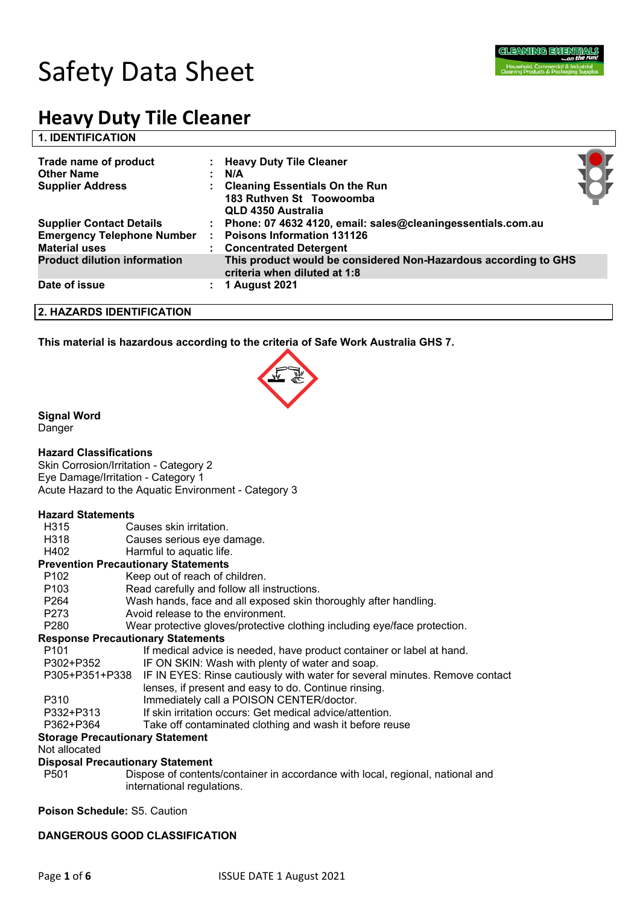# Safety Data Sheet

# Heavy Duty Tile Cleaner

## 1. IDENTIFICATION

| | | |
|---|---|---|
| **Trade name of product** | : | **Heavy Duty Tile Cleaner** |
| **Other Name** | : | **N/A** |
| **Supplier Address** | : | **Cleaning Essentials On the Run**<br>**183 Ruthven St Toowoomba**<br>**QLD 4350 Australia** |
| **Supplier Contact Details** | : | **Phone: 07 4632 4120, email: sales@cleaningessentials.com.au** |
| **Emergency Telephone Number** | : | **Poisons Information 131126** |
| **Material uses** | : | **Concentrated Detergent** |
| **Product dilution information** | | **This product would be considered Non-Hazardous according to GHS criteria when diluted at 1:8** |
| **Date of issue** | : | **1 August 2021** |

## 2. HAZARDS IDENTIFICATION

**This material is hazardous according to the criteria of Safe Work Australia GHS 7.**

**Signal Word**
Danger

**Hazard Classifications**
Skin Corrosion/Irritation - Category 2
Eye Damage/Irritation - Category 1
Acute Hazard to the Aquatic Environment - Category 3

**Hazard Statements**

| | |
|---|---|
| H315 | Causes skin irritation. |
| H318 | Causes serious eye damage. |
| H402 | Harmful to aquatic life. |

**Prevention Precautionary Statements**

| | |
|---|---|
| P102 | Keep out of reach of children. |
| P103 | Read carefully and follow all instructions. |
| P264 | Wash hands, face and all exposed skin thoroughly after handling. |
| P273 | Avoid release to the environment. |
| P280 | Wear protective gloves/protective clothing including eye/face protection. |

**Response Precautionary Statements**

| | |
|---|---|
| P101 | If medical advice is needed, have product container or label at hand. |
| P302+P352 | IF ON SKIN: Wash with plenty of water and soap. |
| P305+P351+P338 | IF IN EYES: Rinse cautiously with water for several minutes. Remove contact lenses, if present and easy to do. Continue rinsing. |
| P310 | Immediately call a POISON CENTER/doctor. |
| P332+P313 | If skin irritation occurs: Get medical advice/attention. |
| P362+P364 | Take off contaminated clothing and wash it before reuse |

**Storage Precautionary Statement**
Not allocated

**Disposal Precautionary Statement**

| | |
|---|---|
| P501 | Dispose of contents/container in accordance with local, regional, national and international regulations. |

**Poison Schedule:** S5. Caution

**DANGEROUS GOOD CLASSIFICATION**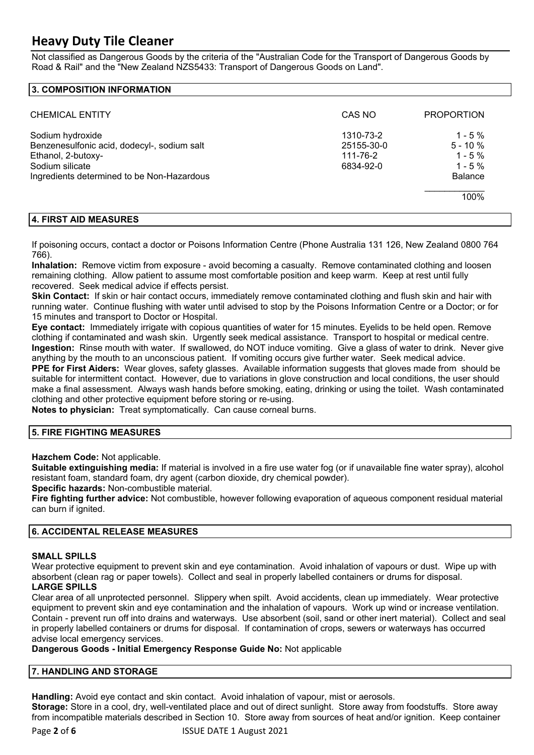Not classified as Dangerous Goods by the criteria of the "Australian Code for the Transport of Dangerous Goods by Road & Rail" and the "New Zealand NZS5433: Transport of Dangerous Goods on Land".

## 3. COMPOSITION INFORMATION

| CHEMICAL ENTITY | CAS NO | PROPORTION |
|---|---|---|
| Sodium hydroxide | 1310-73-2 | 1 - 5 % |
| Benzenesulfonic acid, dodecyl-, sodium salt | 25155-30-0 | 5 - 10 % |
| Ethanol, 2-butoxy- | 111-76-2 | 1 - 5 % |
| Sodium silicate | 6834-92-0 | 1 - 5 % |
| Ingredients determined to be Non-Hazardous | | Balance |
| | | 100% |

## 4. FIRST AID MEASURES

If poisoning occurs, contact a doctor or Poisons Information Centre (Phone Australia 131 126, New Zealand 0800 764 766).

**Inhalation:** Remove victim from exposure - avoid becoming a casualty. Remove contaminated clothing and loosen remaining clothing. Allow patient to assume most comfortable position and keep warm. Keep at rest until fully recovered. Seek medical advice if effects persist.

**Skin Contact:** If skin or hair contact occurs, immediately remove contaminated clothing and flush skin and hair with running water. Continue flushing with water until advised to stop by the Poisons Information Centre or a Doctor; or for 15 minutes and transport to Doctor or Hospital.

**Eye contact:** Immediately irrigate with copious quantities of water for 15 minutes. Eyelids to be held open. Remove clothing if contaminated and wash skin. Urgently seek medical assistance. Transport to hospital or medical centre.

**Ingestion:** Rinse mouth with water. If swallowed, do NOT induce vomiting. Give a glass of water to drink. Never give anything by the mouth to an unconscious patient. If vomiting occurs give further water. Seek medical advice.

**PPE for First Aiders:** Wear gloves, safety glasses. Available information suggests that gloves made from should be suitable for intermittent contact. However, due to variations in glove construction and local conditions, the user should make a final assessment. Always wash hands before smoking, eating, drinking or using the toilet. Wash contaminated clothing and other protective equipment before storing or re-using.

**Notes to physician:** Treat symptomatically. Can cause corneal burns.

## 5. FIRE FIGHTING MEASURES

**Hazchem Code:** Not applicable.

**Suitable extinguishing media:** If material is involved in a fire use water fog (or if unavailable fine water spray), alcohol resistant foam, standard foam, dry agent (carbon dioxide, dry chemical powder).

**Specific hazards:** Non-combustible material.

**Fire fighting further advice:** Not combustible, however following evaporation of aqueous component residual material can burn if ignited.

## 6. ACCIDENTAL RELEASE MEASURES

### SMALL SPILLS

Wear protective equipment to prevent skin and eye contamination. Avoid inhalation of vapours or dust. Wipe up with absorbent (clean rag or paper towels). Collect and seal in properly labelled containers or drums for disposal.

### LARGE SPILLS

Clear area of all unprotected personnel. Slippery when spilt. Avoid accidents, clean up immediately. Wear protective equipment to prevent skin and eye contamination and the inhalation of vapours. Work up wind or increase ventilation. Contain - prevent run off into drains and waterways. Use absorbent (soil, sand or other inert material). Collect and seal in properly labelled containers or drums for disposal. If contamination of crops, sewers or waterways has occurred advise local emergency services.

**Dangerous Goods - Initial Emergency Response Guide No:** Not applicable

## 7. HANDLING AND STORAGE

**Handling:** Avoid eye contact and skin contact. Avoid inhalation of vapour, mist or aerosols.

**Storage:** Store in a cool, dry, well-ventilated place and out of direct sunlight. Store away from foodstuffs. Store away from incompatible materials described in Section 10. Store away from sources of heat and/or ignition. Keep container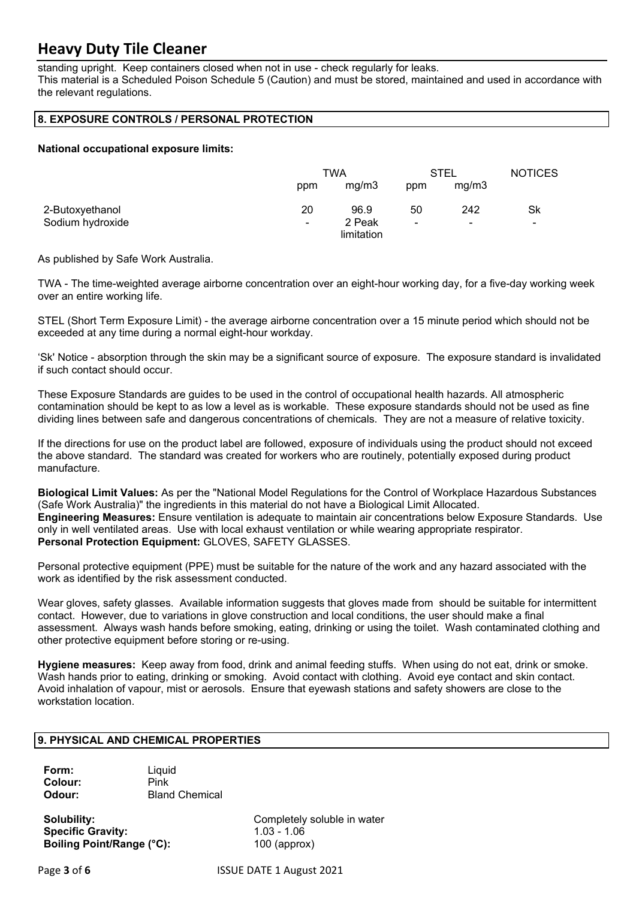standing upright. Keep containers closed when not in use - check regularly for leaks.
This material is a Scheduled Poison Schedule 5 (Caution) and must be stored, maintained and used in accordance with the relevant regulations.

## 8. EXPOSURE CONTROLS / PERSONAL PROTECTION

**National occupational exposure limits:**

| | TWA | | STEL | | NOTICES |
|---|---|---|---|---|---|
| | ppm | mg/m3 | ppm | mg/m3 | |
| 2-Butoxyethanol | 20 | 96.9 | 50 | 242 | Sk |
| Sodium hydroxide | - | 2 Peak limitation | - | - | - |

As published by Safe Work Australia.

TWA - The time-weighted average airborne concentration over an eight-hour working day, for a five-day working week over an entire working life.

STEL (Short Term Exposure Limit) - the average airborne concentration over a 15 minute period which should not be exceeded at any time during a normal eight-hour workday.

'Sk' Notice - absorption through the skin may be a significant source of exposure. The exposure standard is invalidated if such contact should occur.

These Exposure Standards are guides to be used in the control of occupational health hazards. All atmospheric contamination should be kept to as low a level as is workable. These exposure standards should not be used as fine dividing lines between safe and dangerous concentrations of chemicals. They are not a measure of relative toxicity.

If the directions for use on the product label are followed, exposure of individuals using the product should not exceed the above standard. The standard was created for workers who are routinely, potentially exposed during product manufacture.

**Biological Limit Values:** As per the "National Model Regulations for the Control of Workplace Hazardous Substances (Safe Work Australia)" the ingredients in this material do not have a Biological Limit Allocated.
**Engineering Measures:** Ensure ventilation is adequate to maintain air concentrations below Exposure Standards. Use only in well ventilated areas. Use with local exhaust ventilation or while wearing appropriate respirator.
**Personal Protection Equipment:** GLOVES, SAFETY GLASSES.

Personal protective equipment (PPE) must be suitable for the nature of the work and any hazard associated with the work as identified by the risk assessment conducted.

Wear gloves, safety glasses. Available information suggests that gloves made from should be suitable for intermittent contact. However, due to variations in glove construction and local conditions, the user should make a final assessment. Always wash hands before smoking, eating, drinking or using the toilet. Wash contaminated clothing and other protective equipment before storing or re-using.

**Hygiene measures:** Keep away from food, drink and animal feeding stuffs. When using do not eat, drink or smoke. Wash hands prior to eating, drinking or smoking. Avoid contact with clothing. Avoid eye contact and skin contact. Avoid inhalation of vapour, mist or aerosols. Ensure that eyewash stations and safety showers are close to the workstation location.

## 9. PHYSICAL AND CHEMICAL PROPERTIES

**Form:** Liquid
**Colour:** Pink
**Odour:** Bland Chemical

**Solubility:** Completely soluble in water
**Specific Gravity:** 1.03 - 1.06
**Boiling Point/Range (°C):** 100 (approx)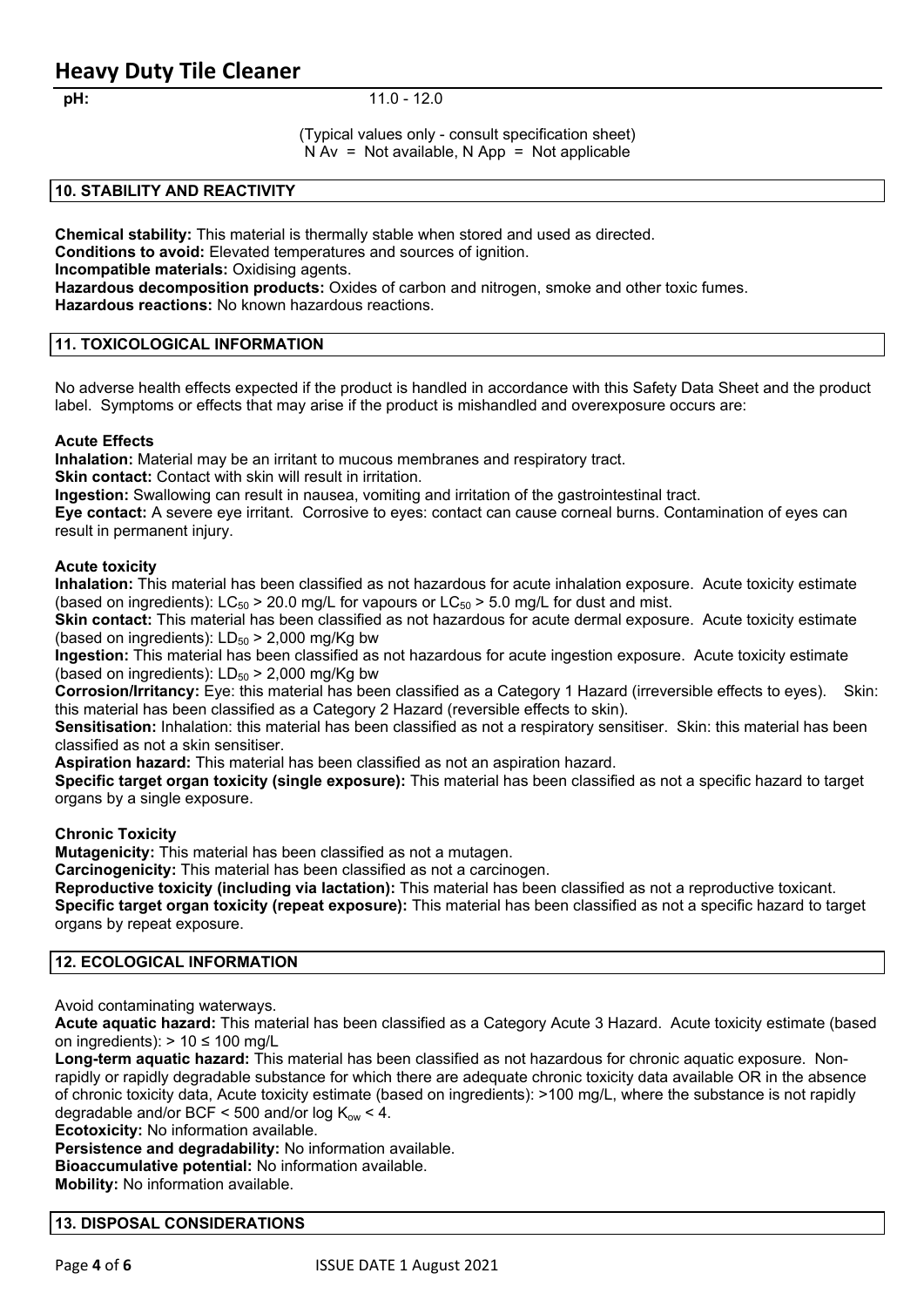**pH:** 11.0 - 12.0

(Typical values only - consult specification sheet)
N Av = Not available, N App = Not applicable

## 10. STABILITY AND REACTIVITY

**Chemical stability:** This material is thermally stable when stored and used as directed.
**Conditions to avoid:** Elevated temperatures and sources of ignition.
**Incompatible materials:** Oxidising agents.
**Hazardous decomposition products:** Oxides of carbon and nitrogen, smoke and other toxic fumes.
**Hazardous reactions:** No known hazardous reactions.

## 11. TOXICOLOGICAL INFORMATION

No adverse health effects expected if the product is handled in accordance with this Safety Data Sheet and the product label. Symptoms or effects that may arise if the product is mishandled and overexposure occurs are:

**Acute Effects**
**Inhalation:** Material may be an irritant to mucous membranes and respiratory tract.
**Skin contact:** Contact with skin will result in irritation.
**Ingestion:** Swallowing can result in nausea, vomiting and irritation of the gastrointestinal tract.
**Eye contact:** A severe eye irritant. Corrosive to eyes: contact can cause corneal burns. Contamination of eyes can result in permanent injury.

**Acute toxicity**
**Inhalation:** This material has been classified as not hazardous for acute inhalation exposure. Acute toxicity estimate (based on ingredients): $LC_{50}$ > 20.0 mg/L for vapours or $LC_{50}$ > 5.0 mg/L for dust and mist.
**Skin contact:** This material has been classified as not hazardous for acute dermal exposure. Acute toxicity estimate (based on ingredients): $LD_{50}$ > 2,000 mg/Kg bw
**Ingestion:** This material has been classified as not hazardous for acute ingestion exposure. Acute toxicity estimate (based on ingredients): $LD_{50}$ > 2,000 mg/Kg bw
**Corrosion/Irritancy:** Eye: this material has been classified as a Category 1 Hazard (irreversible effects to eyes). Skin: this material has been classified as a Category 2 Hazard (reversible effects to skin).
**Sensitisation:** Inhalation: this material has been classified as not a respiratory sensitiser. Skin: this material has been classified as not a skin sensitiser.
**Aspiration hazard:** This material has been classified as not an aspiration hazard.
**Specific target organ toxicity (single exposure):** This material has been classified as not a specific hazard to target organs by a single exposure.

**Chronic Toxicity**
**Mutagenicity:** This material has been classified as not a mutagen.
**Carcinogenicity:** This material has been classified as not a carcinogen.
**Reproductive toxicity (including via lactation):** This material has been classified as not a reproductive toxicant.
**Specific target organ toxicity (repeat exposure):** This material has been classified as not a specific hazard to target organs by repeat exposure.

## 12. ECOLOGICAL INFORMATION

Avoid contaminating waterways.
**Acute aquatic hazard:** This material has been classified as a Category Acute 3 Hazard. Acute toxicity estimate (based on ingredients): > 10 ≤ 100 mg/L
**Long-term aquatic hazard:** This material has been classified as not hazardous for chronic aquatic exposure. Non-rapidly or rapidly degradable substance for which there are adequate chronic toxicity data available OR in the absence of chronic toxicity data, Acute toxicity estimate (based on ingredients): >100 mg/L, where the substance is not rapidly degradable and/or BCF < 500 and/or log $K_{ow}$ < 4.
**Ecotoxicity:** No information available.
**Persistence and degradability:** No information available.
**Bioaccumulative potential:** No information available.
**Mobility:** No information available.

## 13. DISPOSAL CONSIDERATIONS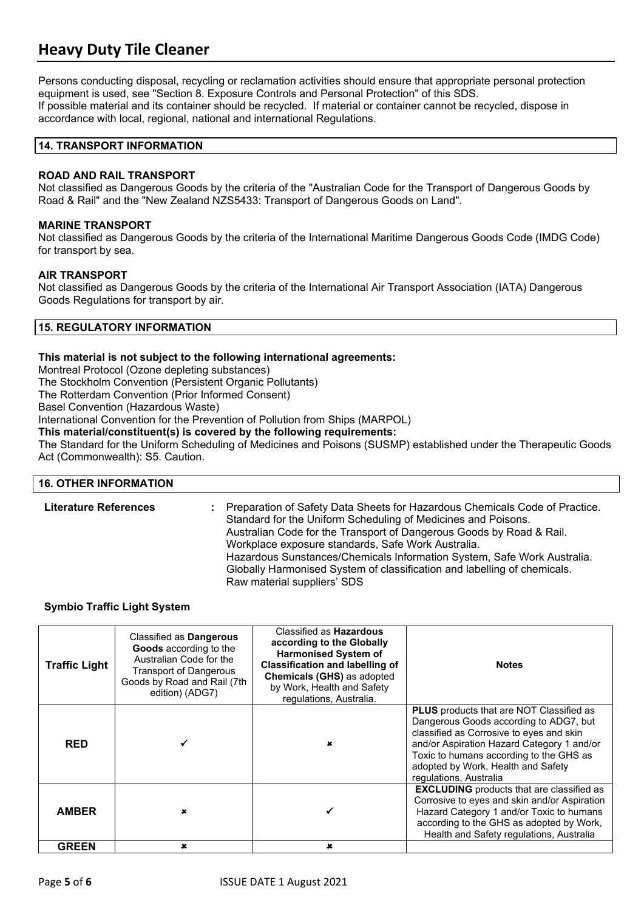Persons conducting disposal, recycling or reclamation activities should ensure that appropriate personal protection equipment is used, see "Section 8. Exposure Controls and Personal Protection" of this SDS.
If possible material and its container should be recycled. If material or container cannot be recycled, dispose in accordance with local, regional, national and international Regulations.

## 14. TRANSPORT INFORMATION

**ROAD AND RAIL TRANSPORT**
Not classified as Dangerous Goods by the criteria of the "Australian Code for the Transport of Dangerous Goods by Road & Rail" and the "New Zealand NZS5433: Transport of Dangerous Goods on Land".

**MARINE TRANSPORT**
Not classified as Dangerous Goods by the criteria of the International Maritime Dangerous Goods Code (IMDG Code) for transport by sea.

**AIR TRANSPORT**
Not classified as Dangerous Goods by the criteria of the International Air Transport Association (IATA) Dangerous Goods Regulations for transport by air.

## 15. REGULATORY INFORMATION

**This material is not subject to the following international agreements:**
Montreal Protocol (Ozone depleting substances)
The Stockholm Convention (Persistent Organic Pollutants)
The Rotterdam Convention (Prior Informed Consent)
Basel Convention (Hazardous Waste)
International Convention for the Prevention of Pollution from Ships (MARPOL)
**This material/constituent(s) is covered by the following requirements:**
The Standard for the Uniform Scheduling of Medicines and Poisons (SUSMP) established under the Therapeutic Goods Act (Commonwealth): S5. Caution.

## 16. OTHER INFORMATION

**Literature References** : Preparation of Safety Data Sheets for Hazardous Chemicals Code of Practice.
Standard for the Uniform Scheduling of Medicines and Poisons.
Australian Code for the Transport of Dangerous Goods by Road & Rail.
Workplace exposure standards, Safe Work Australia.
Hazardous Sunstances/Chemicals Information System, Safe Work Australia.
Globally Harmonised System of classification and labelling of chemicals.
Raw material suppliers' SDS

**Symbio Traffic Light System**

| Traffic Light | Classified as **Dangerous Goods** according to the Australian Code for the Transport of Dangerous Goods by Road and Rail (7th edition) (ADG7) | Classified as **Hazardous according to the Globally Harmonised System of Classification and labelling of Chemicals (GHS)** as adopted by Work, Health and Safety regulations, Australia. | Notes |
|---|---|---|---|
| **RED** | ✓ | ✗ | **PLUS** products that are NOT Classified as Dangerous Goods according to ADG7, but classified as Corrosive to eyes and skin and/or Aspiration Hazard Category 1 and/or Toxic to humans according to the GHS as adopted by Work, Health and Safety regulations, Australia |
| **AMBER** | ✗ | ✓ | **EXCLUDING** products that are classified as Corrosive to eyes and skin and/or Aspiration Hazard Category 1 and/or Toxic to humans according to the GHS as adopted by Work, Health and Safety regulations, Australia |
| **GREEN** | ✗ | ✗ | |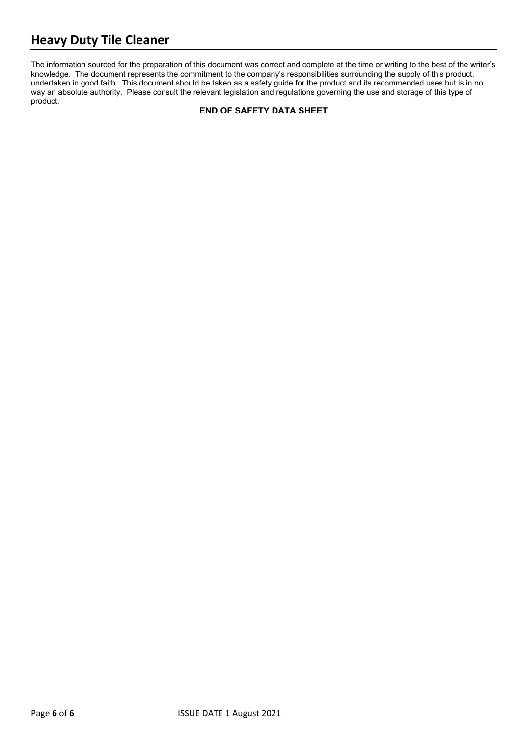The information sourced for the preparation of this document was correct and complete at the time or writing to the best of the writer's knowledge. The document represents the commitment to the company's responsibilities surrounding the supply of this product, undertaken in good faith. This document should be taken as a safety guide for the product and its recommended uses but is in no way an absolute authority. Please consult the relevant legislation and regulations governing the use and storage of this type of product.

**END OF SAFETY DATA SHEET**